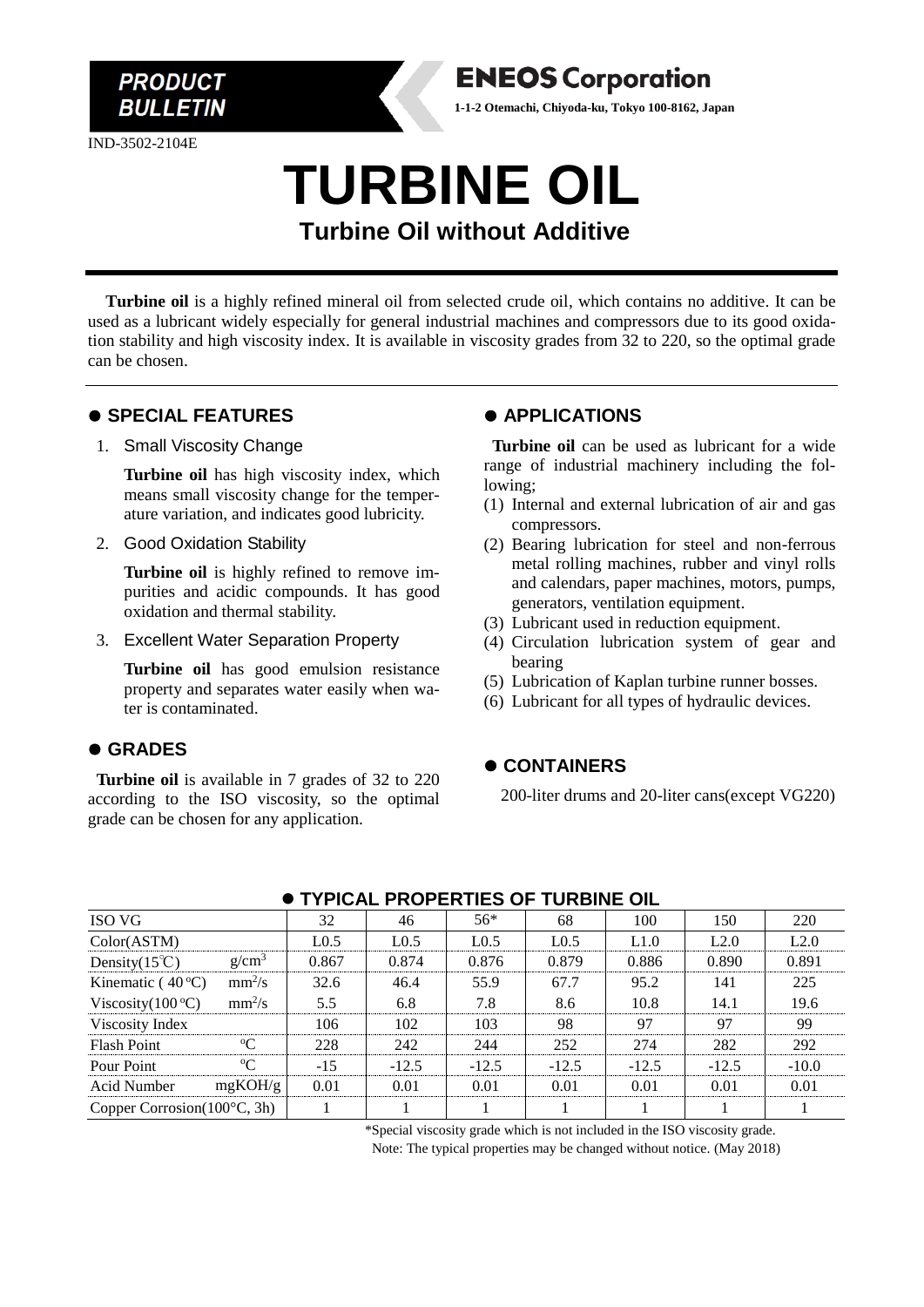**PRODUCT BULLETIN**

**ENEOS Corporation**

**1-1-2 Otemachi, Chiyoda-ku, Tokyo 100-8162, Japan**

IND-3502-2104E

# TURBINE OIL

## Turbine Oil without Additive

**Turbine oil** is a highly refined mineral oil from selected crude oil, which contains no additive. It can be used as a lubricant widely especially for general industrial machines and compressors due to its good oxidation stability and high viscosity index. It is available in viscosity grades from 32 to 220, so the optimal grade can be chosen.

### ● SPECIAL FEATURES

1. Small Viscosity Change

   **Turbine oil** has high viscosity index, which means small viscosity change for the temperature variation, and indicates good lubricity.

2. Good Oxidation Stability

   **Turbine oil** is highly refined to remove impurities and acidic compounds. It has good oxidation and thermal stability.

3. Excellent Water Separation Property

   **Turbine oil** has good emulsion resistance property and separates water easily when water is contaminated.

### ● GRADES

**Turbine oil** is available in 7 grades of 32 to 220 according to the ISO viscosity, so the optimal grade can be chosen for any application.

### ● APPLICATIONS

**Turbine oil** can be used as lubricant for a wide range of industrial machinery including the following;

(1) Internal and external lubrication of air and gas compressors.
(2) Bearing lubrication for steel and non-ferrous metal rolling machines, rubber and vinyl rolls and calendars, paper machines, motors, pumps, generators, ventilation equipment.
(3) Lubricant used in reduction equipment.
(4) Circulation lubrication system of gear and bearing
(5) Lubrication of Kaplan turbine runner bosses.
(6) Lubricant for all types of hydraulic devices.

### ● CONTAINERS

200-liter drums and 20-liter cans(except VG220)

### ● TYPICAL PROPERTIES OF TURBINE OIL

| ISO VG | | 32 | 46 | 56* | 68 | 100 | 150 | 220 |
|---|---|---|---|---|---|---|---|---|
| Color(ASTM) | | L0.5 | L0.5 | L0.5 | L0.5 | L1.0 | L2.0 | L2.0 |
| Density(15℃) | g/cm$^3$ | 0.867 | 0.874 | 0.876 | 0.879 | 0.886 | 0.890 | 0.891 |
| Kinematic ( 40 °C) | mm$^2$/s | 32.6 | 46.4 | 55.9 | 67.7 | 95.2 | 141 | 225 |
| Viscosity(100 °C) | mm$^2$/s | 5.5 | 6.8 | 7.8 | 8.6 | 10.8 | 14.1 | 19.6 |
| Viscosity Index | | 106 | 102 | 103 | 98 | 97 | 97 | 99 |
| Flash Point | °C | 228 | 242 | 244 | 252 | 274 | 282 | 292 |
| Pour Point | °C | -15 | -12.5 | -12.5 | -12.5 | -12.5 | -12.5 | -10.0 |
| Acid Number | mgKOH/g | 0.01 | 0.01 | 0.01 | 0.01 | 0.01 | 0.01 | 0.01 |
| Copper Corrosion(100°C, 3h) | | 1 | 1 | 1 | 1 | 1 | 1 | 1 |

*Special viscosity grade which is not included in the ISO viscosity grade.

Note: The typical properties may be changed without notice. (May 2018)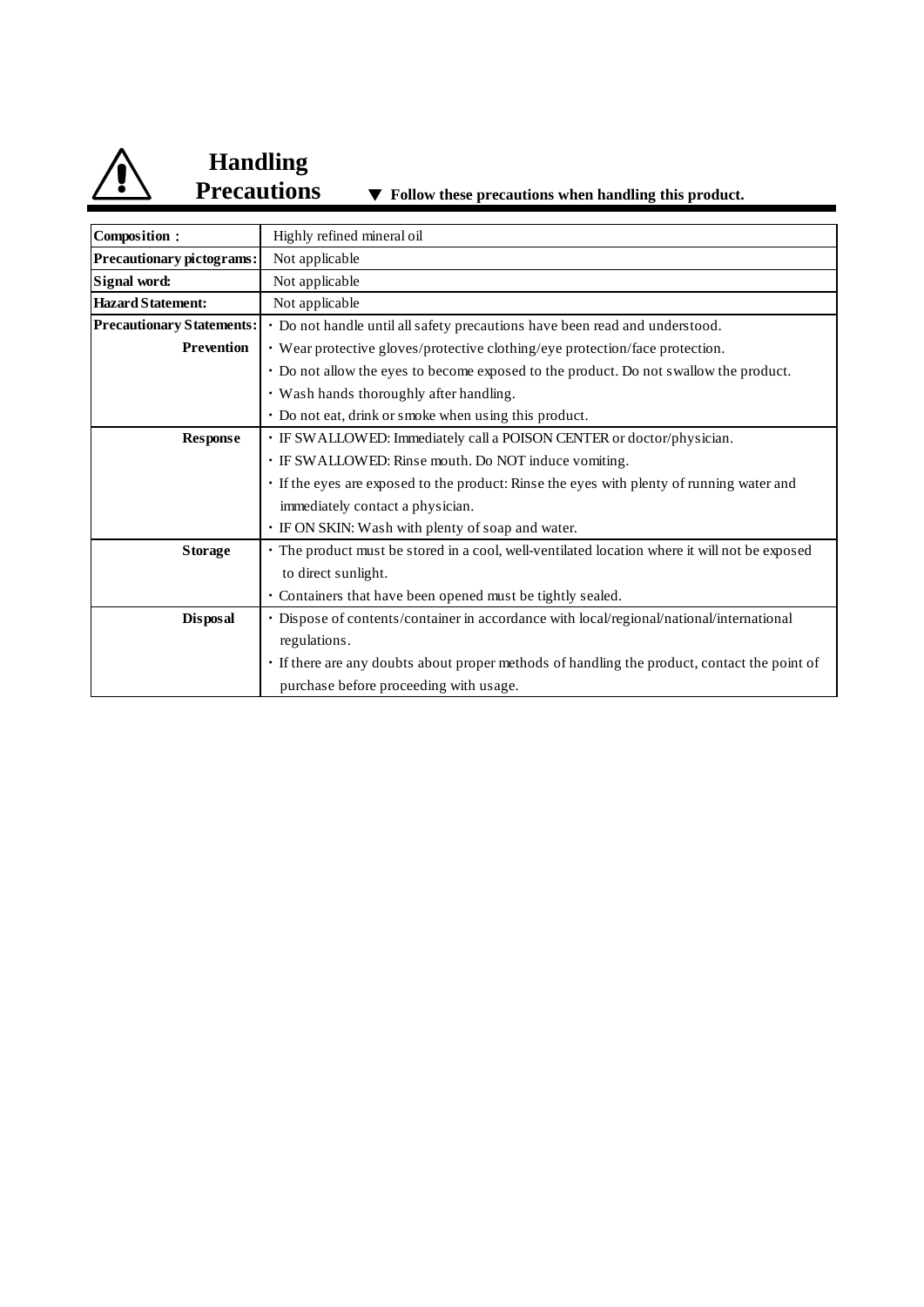# Handling Precautions

▼ **Follow these precautions when handling this product.**

| | |
|---|---|
| **Composition :** | Highly refined mineral oil |
| **Precautionary pictograms:** | Not applicable |
| **Signal word:** | Not applicable |
| **Hazard Statement:** | Not applicable |
| **Precautionary Statements:** | ・Do not handle until all safety precautions have been read and understood. |
| **Prevention** | ・Wear protective gloves/protective clothing/eye protection/face protection. |
| | ・Do not allow the eyes to become exposed to the product. Do not swallow the product. |
| | ・Wash hands thoroughly after handling. |
| | ・Do not eat, drink or smoke when using this product. |
| **Response** | ・IF SWALLOWED: Immediately call a POISON CENTER or doctor/physician. |
| | ・IF SWALLOWED: Rinse mouth. Do NOT induce vomiting. |
| | ・If the eyes are exposed to the product: Rinse the eyes with plenty of running water and immediately contact a physician. |
| | ・IF ON SKIN: Wash with plenty of soap and water. |
| **Storage** | ・The product must be stored in a cool, well-ventilated location where it will not be exposed to direct sunlight. |
| | ・Containers that have been opened must be tightly sealed. |
| **Disposal** | ・Dispose of contents/container in accordance with local/regional/national/international regulations. |
| | ・If there are any doubts about proper methods of handling the product, contact the point of purchase before proceeding with usage. |